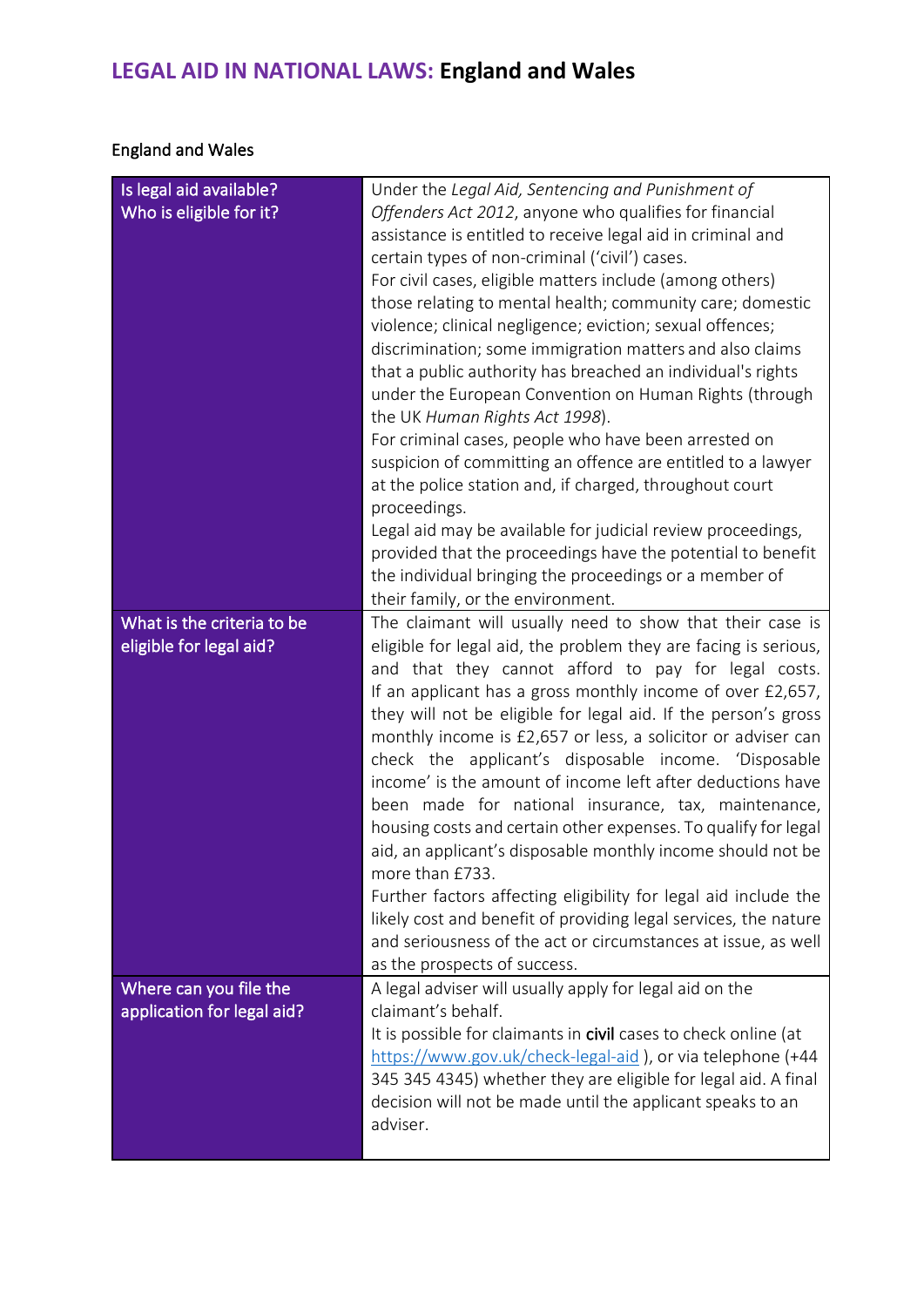# **LEGAL AID IN NATIONAL LAWS:** England and Wales

England and Wales

| Is legal aid available? Who is eligible for it? | Under the *Legal Aid, Sentencing and Punishment of Offenders Act 2012*, anyone who qualifies for financial assistance is entitled to receive legal aid in criminal and certain types of non-criminal ('civil') cases.<br>For civil cases, eligible matters include (among others) those relating to mental health; community care; domestic violence; clinical negligence; eviction; sexual offences; discrimination; some immigration matters and also claims that a public authority has breached an individual's rights under the European Convention on Human Rights (through the UK *Human Rights Act 1998*).<br>For criminal cases, people who have been arrested on suspicion of committing an offence are entitled to a lawyer at the police station and, if charged, throughout court proceedings.<br>Legal aid may be available for judicial review proceedings, provided that the proceedings have the potential to benefit the individual bringing the proceedings or a member of their family, or the environment. |
|---|---|
| What is the criteria to be eligible for legal aid? | The claimant will usually need to show that their case is eligible for legal aid, the problem they are facing is serious, and that they cannot afford to pay for legal costs. If an applicant has a gross monthly income of over £2,657, they will not be eligible for legal aid. If the person's gross monthly income is £2,657 or less, a solicitor or adviser can check the applicant's disposable income. 'Disposable income' is the amount of income left after deductions have been made for national insurance, tax, maintenance, housing costs and certain other expenses. To qualify for legal aid, an applicant's disposable monthly income should not be more than £733.<br>Further factors affecting eligibility for legal aid include the likely cost and benefit of providing legal services, the nature and seriousness of the act or circumstances at issue, as well as the prospects of success. |
| Where can you file the application for legal aid? | A legal adviser will usually apply for legal aid on the claimant's behalf.<br>It is possible for claimants in **civil** cases to check online (at https://www.gov.uk/check-legal-aid ), or via telephone (+44 345 345 4345) whether they are eligible for legal aid. A final decision will not be made until the applicant speaks to an adviser. |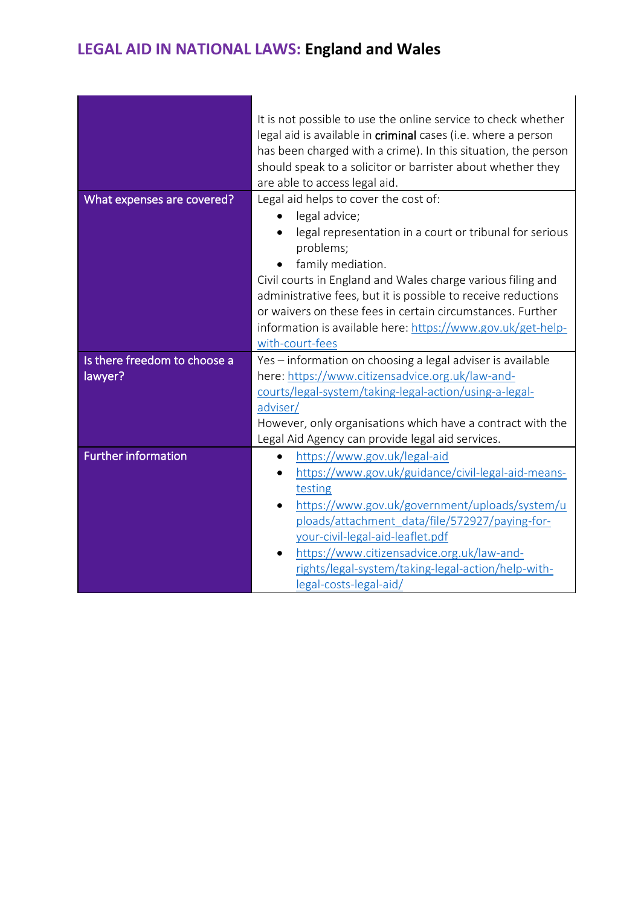# LEGAL AID IN NATIONAL LAWS: England and Wales

| | |
|---|---|
| | It is not possible to use the online service to check whether legal aid is available in **criminal** cases (i.e. where a person has been charged with a crime). In this situation, the person should speak to a solicitor or barrister about whether they are able to access legal aid. |
| What expenses are covered? | Legal aid helps to cover the cost of: <br>• legal advice; <br>• legal representation in a court or tribunal for serious problems; <br>• family mediation. <br>Civil courts in England and Wales charge various filing and administrative fees, but it is possible to receive reductions or waivers on these fees in certain circumstances. Further information is available here: https://www.gov.uk/get-help-with-court-fees |
| Is there freedom to choose a lawyer? | Yes – information on choosing a legal adviser is available here: https://www.citizensadvice.org.uk/law-and-courts/legal-system/taking-legal-action/using-a-legal-adviser/ <br>However, only organisations which have a contract with the Legal Aid Agency can provide legal aid services. |
| Further information | • https://www.gov.uk/legal-aid <br>• https://www.gov.uk/guidance/civil-legal-aid-means-testing <br>• https://www.gov.uk/government/uploads/system/uploads/attachment_data/file/572927/paying-for-your-civil-legal-aid-leaflet.pdf <br>• https://www.citizensadvice.org.uk/law-and-rights/legal-system/taking-legal-action/help-with-legal-costs-legal-aid/ |